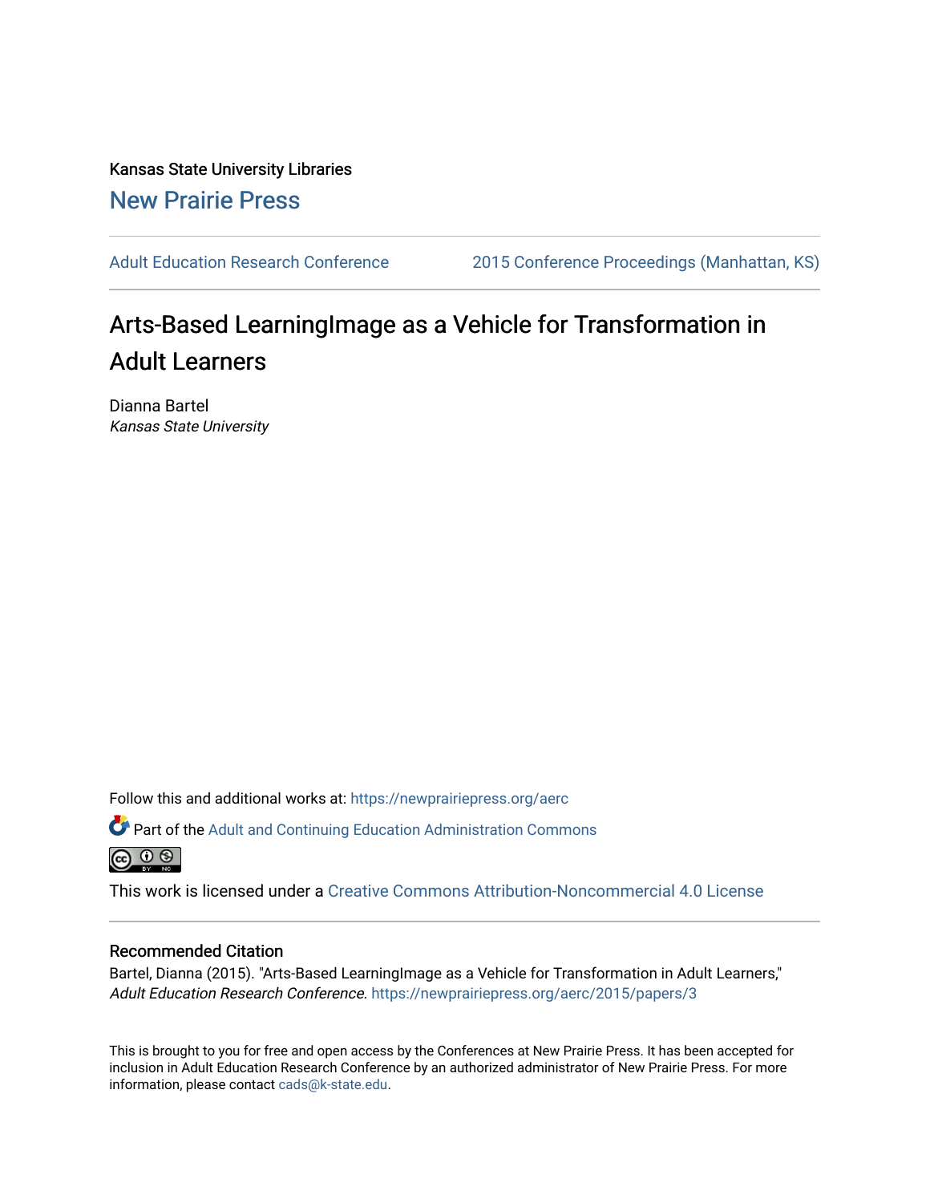Kansas State University Libraries

New Prairie Press

Adult Education Research Conference | 2015 Conference Proceedings (Manhattan, KS)

# Arts-Based LearningImage as a Vehicle for Transformation in Adult Learners

Dianna Bartel

*Kansas State University*

Follow this and additional works at: https://newprairiepress.org/aerc

Part of the Adult and Continuing Education Administration Commons

This work is licensed under a Creative Commons Attribution-Noncommercial 4.0 License

## Recommended Citation

Bartel, Dianna (2015). "Arts-Based LearningImage as a Vehicle for Transformation in Adult Learners," *Adult Education Research Conference*. https://newprairiepress.org/aerc/2015/papers/3

This is brought to you for free and open access by the Conferences at New Prairie Press. It has been accepted for inclusion in Adult Education Research Conference by an authorized administrator of New Prairie Press. For more information, please contact cads@k-state.edu.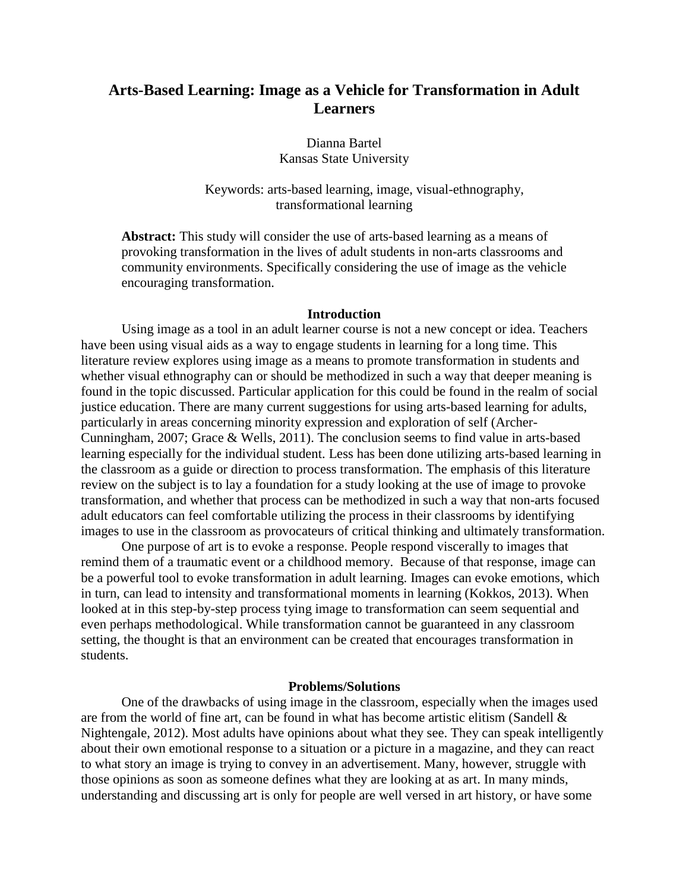# Arts-Based Learning: Image as a Vehicle for Transformation in Adult Learners

Dianna Bartel
Kansas State University

Keywords: arts-based learning, image, visual-ethnography, transformational learning

**Abstract:** This study will consider the use of arts-based learning as a means of provoking transformation in the lives of adult students in non-arts classrooms and community environments. Specifically considering the use of image as the vehicle encouraging transformation.

## Introduction

Using image as a tool in an adult learner course is not a new concept or idea. Teachers have been using visual aids as a way to engage students in learning for a long time. This literature review explores using image as a means to promote transformation in students and whether visual ethnography can or should be methodized in such a way that deeper meaning is found in the topic discussed. Particular application for this could be found in the realm of social justice education. There are many current suggestions for using arts-based learning for adults, particularly in areas concerning minority expression and exploration of self (Archer-Cunningham, 2007; Grace & Wells, 2011). The conclusion seems to find value in arts-based learning especially for the individual student. Less has been done utilizing arts-based learning in the classroom as a guide or direction to process transformation. The emphasis of this literature review on the subject is to lay a foundation for a study looking at the use of image to provoke transformation, and whether that process can be methodized in such a way that non-arts focused adult educators can feel comfortable utilizing the process in their classrooms by identifying images to use in the classroom as provocateurs of critical thinking and ultimately transformation.

One purpose of art is to evoke a response. People respond viscerally to images that remind them of a traumatic event or a childhood memory. Because of that response, image can be a powerful tool to evoke transformation in adult learning. Images can evoke emotions, which in turn, can lead to intensity and transformational moments in learning (Kokkos, 2013). When looked at in this step-by-step process tying image to transformation can seem sequential and even perhaps methodological. While transformation cannot be guaranteed in any classroom setting, the thought is that an environment can be created that encourages transformation in students.

## Problems/Solutions

One of the drawbacks of using image in the classroom, especially when the images used are from the world of fine art, can be found in what has become artistic elitism (Sandell & Nightengale, 2012). Most adults have opinions about what they see. They can speak intelligently about their own emotional response to a situation or a picture in a magazine, and they can react to what story an image is trying to convey in an advertisement. Many, however, struggle with those opinions as soon as someone defines what they are looking at as art. In many minds, understanding and discussing art is only for people are well versed in art history, or have some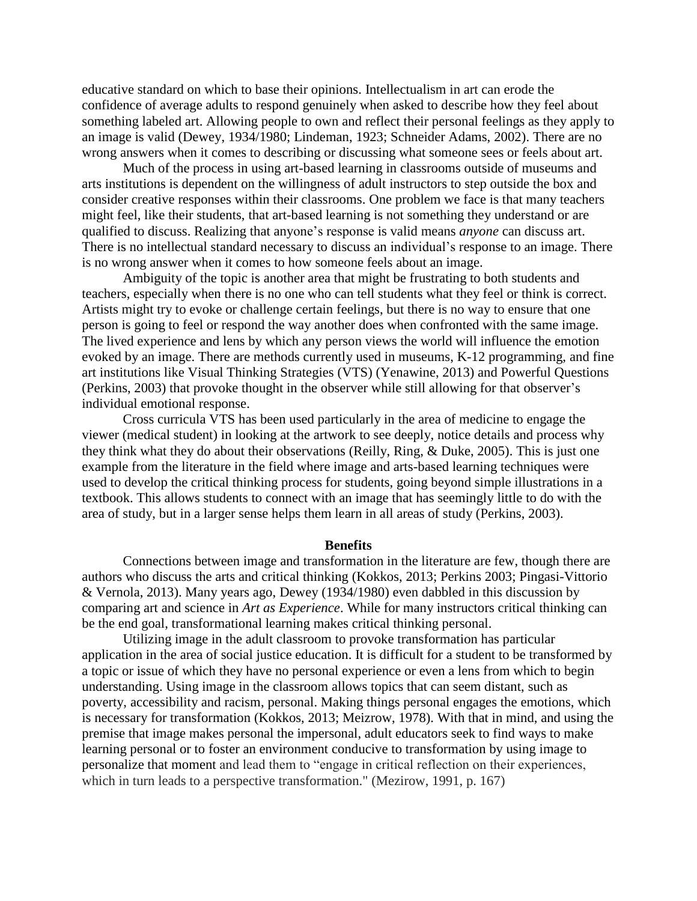educative standard on which to base their opinions. Intellectualism in art can erode the confidence of average adults to respond genuinely when asked to describe how they feel about something labeled art. Allowing people to own and reflect their personal feelings as they apply to an image is valid (Dewey, 1934/1980; Lindeman, 1923; Schneider Adams, 2002). There are no wrong answers when it comes to describing or discussing what someone sees or feels about art.

Much of the process in using art-based learning in classrooms outside of museums and arts institutions is dependent on the willingness of adult instructors to step outside the box and consider creative responses within their classrooms. One problem we face is that many teachers might feel, like their students, that art-based learning is not something they understand or are qualified to discuss. Realizing that anyone's response is valid means *anyone* can discuss art. There is no intellectual standard necessary to discuss an individual's response to an image. There is no wrong answer when it comes to how someone feels about an image.

Ambiguity of the topic is another area that might be frustrating to both students and teachers, especially when there is no one who can tell students what they feel or think is correct. Artists might try to evoke or challenge certain feelings, but there is no way to ensure that one person is going to feel or respond the way another does when confronted with the same image. The lived experience and lens by which any person views the world will influence the emotion evoked by an image. There are methods currently used in museums, K-12 programming, and fine art institutions like Visual Thinking Strategies (VTS) (Yenawine, 2013) and Powerful Questions (Perkins, 2003) that provoke thought in the observer while still allowing for that observer's individual emotional response.

Cross curricula VTS has been used particularly in the area of medicine to engage the viewer (medical student) in looking at the artwork to see deeply, notice details and process why they think what they do about their observations (Reilly, Ring, & Duke, 2005). This is just one example from the literature in the field where image and arts-based learning techniques were used to develop the critical thinking process for students, going beyond simple illustrations in a textbook. This allows students to connect with an image that has seemingly little to do with the area of study, but in a larger sense helps them learn in all areas of study (Perkins, 2003).

## Benefits

Connections between image and transformation in the literature are few, though there are authors who discuss the arts and critical thinking (Kokkos, 2013; Perkins 2003; Pingasi-Vittorio & Vernola, 2013). Many years ago, Dewey (1934/1980) even dabbled in this discussion by comparing art and science in *Art as Experience*. While for many instructors critical thinking can be the end goal, transformational learning makes critical thinking personal.

Utilizing image in the adult classroom to provoke transformation has particular application in the area of social justice education. It is difficult for a student to be transformed by a topic or issue of which they have no personal experience or even a lens from which to begin understanding. Using image in the classroom allows topics that can seem distant, such as poverty, accessibility and racism, personal. Making things personal engages the emotions, which is necessary for transformation (Kokkos, 2013; Meizrow, 1978). With that in mind, and using the premise that image makes personal the impersonal, adult educators seek to find ways to make learning personal or to foster an environment conducive to transformation by using image to personalize that moment and lead them to "engage in critical reflection on their experiences, which in turn leads to a perspective transformation." (Mezirow, 1991, p. 167)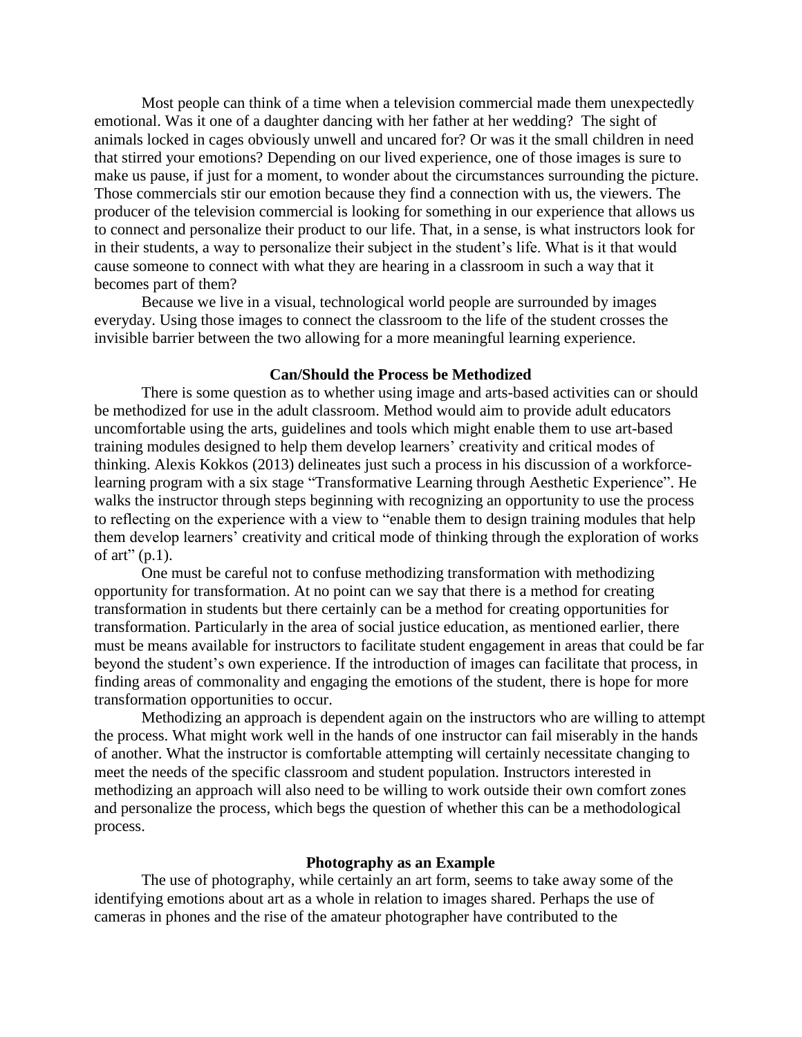Most people can think of a time when a television commercial made them unexpectedly emotional. Was it one of a daughter dancing with her father at her wedding? The sight of animals locked in cages obviously unwell and uncared for? Or was it the small children in need that stirred your emotions? Depending on our lived experience, one of those images is sure to make us pause, if just for a moment, to wonder about the circumstances surrounding the picture. Those commercials stir our emotion because they find a connection with us, the viewers. The producer of the television commercial is looking for something in our experience that allows us to connect and personalize their product to our life. That, in a sense, is what instructors look for in their students, a way to personalize their subject in the student's life. What is it that would cause someone to connect with what they are hearing in a classroom in such a way that it becomes part of them?

Because we live in a visual, technological world people are surrounded by images everyday. Using those images to connect the classroom to the life of the student crosses the invisible barrier between the two allowing for a more meaningful learning experience.

## Can/Should the Process be Methodized

There is some question as to whether using image and arts-based activities can or should be methodized for use in the adult classroom. Method would aim to provide adult educators uncomfortable using the arts, guidelines and tools which might enable them to use art-based training modules designed to help them develop learners' creativity and critical modes of thinking. Alexis Kokkos (2013) delineates just such a process in his discussion of a workforce-learning program with a six stage "Transformative Learning through Aesthetic Experience". He walks the instructor through steps beginning with recognizing an opportunity to use the process to reflecting on the experience with a view to "enable them to design training modules that help them develop learners' creativity and critical mode of thinking through the exploration of works of art" (p.1).

One must be careful not to confuse methodizing transformation with methodizing opportunity for transformation. At no point can we say that there is a method for creating transformation in students but there certainly can be a method for creating opportunities for transformation. Particularly in the area of social justice education, as mentioned earlier, there must be means available for instructors to facilitate student engagement in areas that could be far beyond the student's own experience. If the introduction of images can facilitate that process, in finding areas of commonality and engaging the emotions of the student, there is hope for more transformation opportunities to occur.

Methodizing an approach is dependent again on the instructors who are willing to attempt the process. What might work well in the hands of one instructor can fail miserably in the hands of another. What the instructor is comfortable attempting will certainly necessitate changing to meet the needs of the specific classroom and student population. Instructors interested in methodizing an approach will also need to be willing to work outside their own comfort zones and personalize the process, which begs the question of whether this can be a methodological process.

## Photography as an Example

The use of photography, while certainly an art form, seems to take away some of the identifying emotions about art as a whole in relation to images shared. Perhaps the use of cameras in phones and the rise of the amateur photographer have contributed to the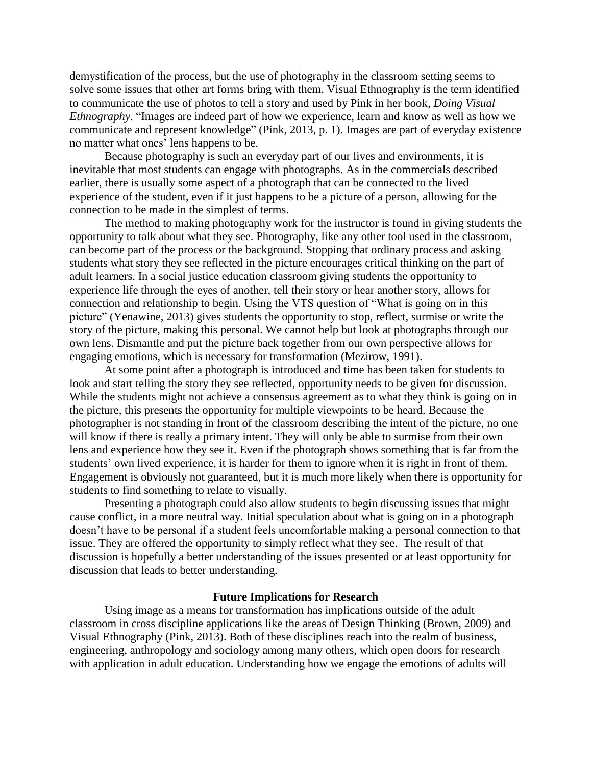demystification of the process, but the use of photography in the classroom setting seems to solve some issues that other art forms bring with them. Visual Ethnography is the term identified to communicate the use of photos to tell a story and used by Pink in her book, *Doing Visual Ethnography*. "Images are indeed part of how we experience, learn and know as well as how we communicate and represent knowledge" (Pink, 2013, p. 1). Images are part of everyday existence no matter what ones' lens happens to be.

Because photography is such an everyday part of our lives and environments, it is inevitable that most students can engage with photographs. As in the commercials described earlier, there is usually some aspect of a photograph that can be connected to the lived experience of the student, even if it just happens to be a picture of a person, allowing for the connection to be made in the simplest of terms.

The method to making photography work for the instructor is found in giving students the opportunity to talk about what they see. Photography, like any other tool used in the classroom, can become part of the process or the background. Stopping that ordinary process and asking students what story they see reflected in the picture encourages critical thinking on the part of adult learners. In a social justice education classroom giving students the opportunity to experience life through the eyes of another, tell their story or hear another story, allows for connection and relationship to begin. Using the VTS question of "What is going on in this picture" (Yenawine, 2013) gives students the opportunity to stop, reflect, surmise or write the story of the picture, making this personal. We cannot help but look at photographs through our own lens. Dismantle and put the picture back together from our own perspective allows for engaging emotions, which is necessary for transformation (Mezirow, 1991).

At some point after a photograph is introduced and time has been taken for students to look and start telling the story they see reflected, opportunity needs to be given for discussion. While the students might not achieve a consensus agreement as to what they think is going on in the picture, this presents the opportunity for multiple viewpoints to be heard. Because the photographer is not standing in front of the classroom describing the intent of the picture, no one will know if there is really a primary intent. They will only be able to surmise from their own lens and experience how they see it. Even if the photograph shows something that is far from the students' own lived experience, it is harder for them to ignore when it is right in front of them. Engagement is obviously not guaranteed, but it is much more likely when there is opportunity for students to find something to relate to visually.

Presenting a photograph could also allow students to begin discussing issues that might cause conflict, in a more neutral way. Initial speculation about what is going on in a photograph doesn't have to be personal if a student feels uncomfortable making a personal connection to that issue. They are offered the opportunity to simply reflect what they see. The result of that discussion is hopefully a better understanding of the issues presented or at least opportunity for discussion that leads to better understanding.

## Future Implications for Research

Using image as a means for transformation has implications outside of the adult classroom in cross discipline applications like the areas of Design Thinking (Brown, 2009) and Visual Ethnography (Pink, 2013). Both of these disciplines reach into the realm of business, engineering, anthropology and sociology among many others, which open doors for research with application in adult education. Understanding how we engage the emotions of adults will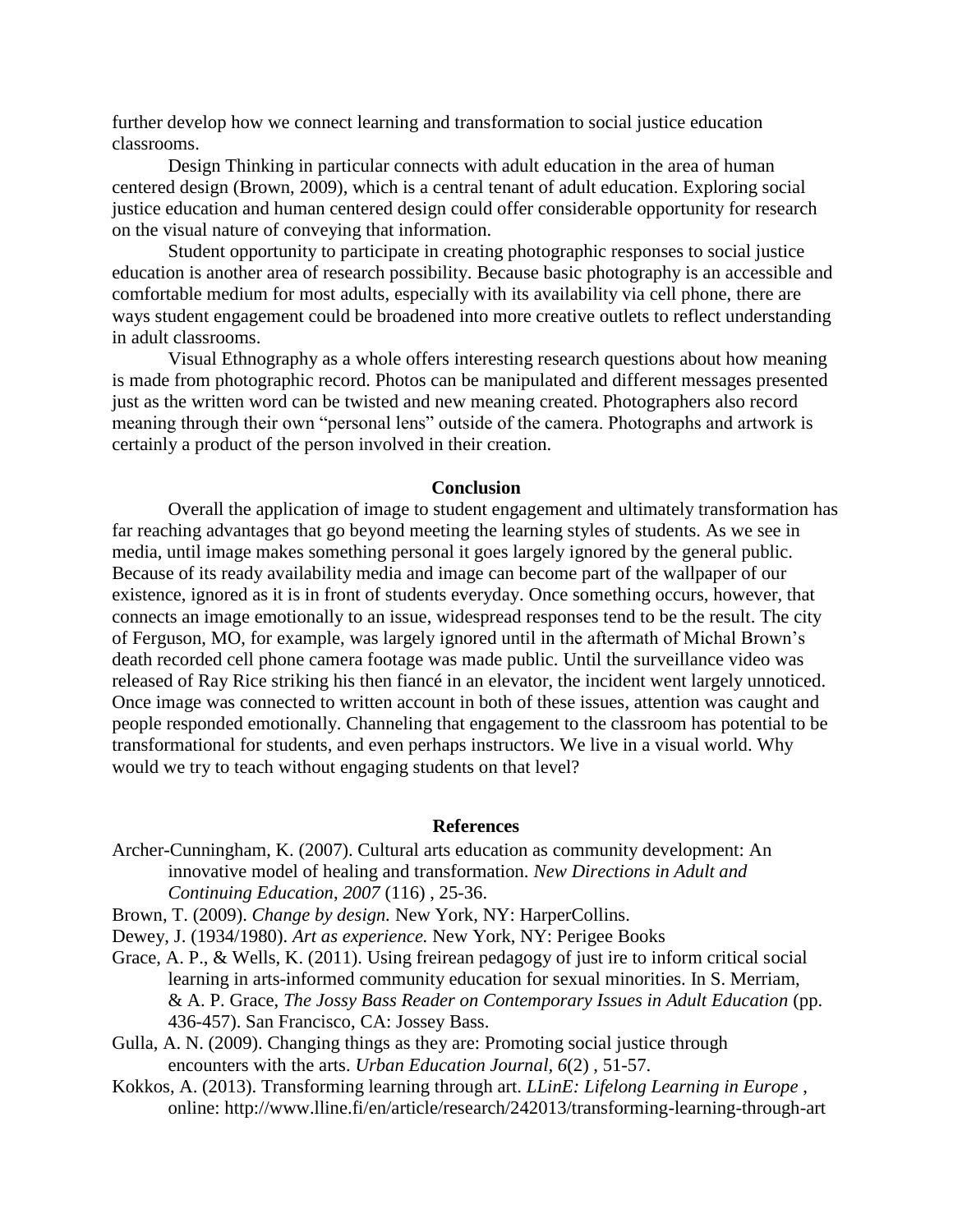further develop how we connect learning and transformation to social justice education classrooms.

Design Thinking in particular connects with adult education in the area of human centered design (Brown, 2009), which is a central tenant of adult education. Exploring social justice education and human centered design could offer considerable opportunity for research on the visual nature of conveying that information.

Student opportunity to participate in creating photographic responses to social justice education is another area of research possibility. Because basic photography is an accessible and comfortable medium for most adults, especially with its availability via cell phone, there are ways student engagement could be broadened into more creative outlets to reflect understanding in adult classrooms.

Visual Ethnography as a whole offers interesting research questions about how meaning is made from photographic record. Photos can be manipulated and different messages presented just as the written word can be twisted and new meaning created. Photographers also record meaning through their own "personal lens" outside of the camera. Photographs and artwork is certainly a product of the person involved in their creation.

## Conclusion

Overall the application of image to student engagement and ultimately transformation has far reaching advantages that go beyond meeting the learning styles of students. As we see in media, until image makes something personal it goes largely ignored by the general public. Because of its ready availability media and image can become part of the wallpaper of our existence, ignored as it is in front of students everyday. Once something occurs, however, that connects an image emotionally to an issue, widespread responses tend to be the result. The city of Ferguson, MO, for example, was largely ignored until in the aftermath of Michal Brown's death recorded cell phone camera footage was made public. Until the surveillance video was released of Ray Rice striking his then fiancé in an elevator, the incident went largely unnoticed. Once image was connected to written account in both of these issues, attention was caught and people responded emotionally. Channeling that engagement to the classroom has potential to be transformational for students, and even perhaps instructors. We live in a visual world. Why would we try to teach without engaging students on that level?

## References

Archer-Cunningham, K. (2007). Cultural arts education as community development: An innovative model of healing and transformation. *New Directions in Adult and Continuing Education*, *2007* (116) , 25-36.

Brown, T. (2009). *Change by design.* New York, NY: HarperCollins.

Dewey, J. (1934/1980). *Art as experience.* New York, NY: Perigee Books

Grace, A. P., & Wells, K. (2011). Using freirean pedagogy of just ire to inform critical social learning in arts-informed community education for sexual minorities. In S. Merriam, & A. P. Grace, *The Jossy Bass Reader on Contemporary Issues in Adult Education* (pp. 436-457). San Francisco, CA: Jossey Bass.

Gulla, A. N. (2009). Changing things as they are: Promoting social justice through encounters with the arts. *Urban Education Journal*, *6*(2) , 51-57.

Kokkos, A. (2013). Transforming learning through art. *LLinE: Lifelong Learning in Europe* , online: http://www.lline.fi/en/article/research/242013/transforming-learning-through-art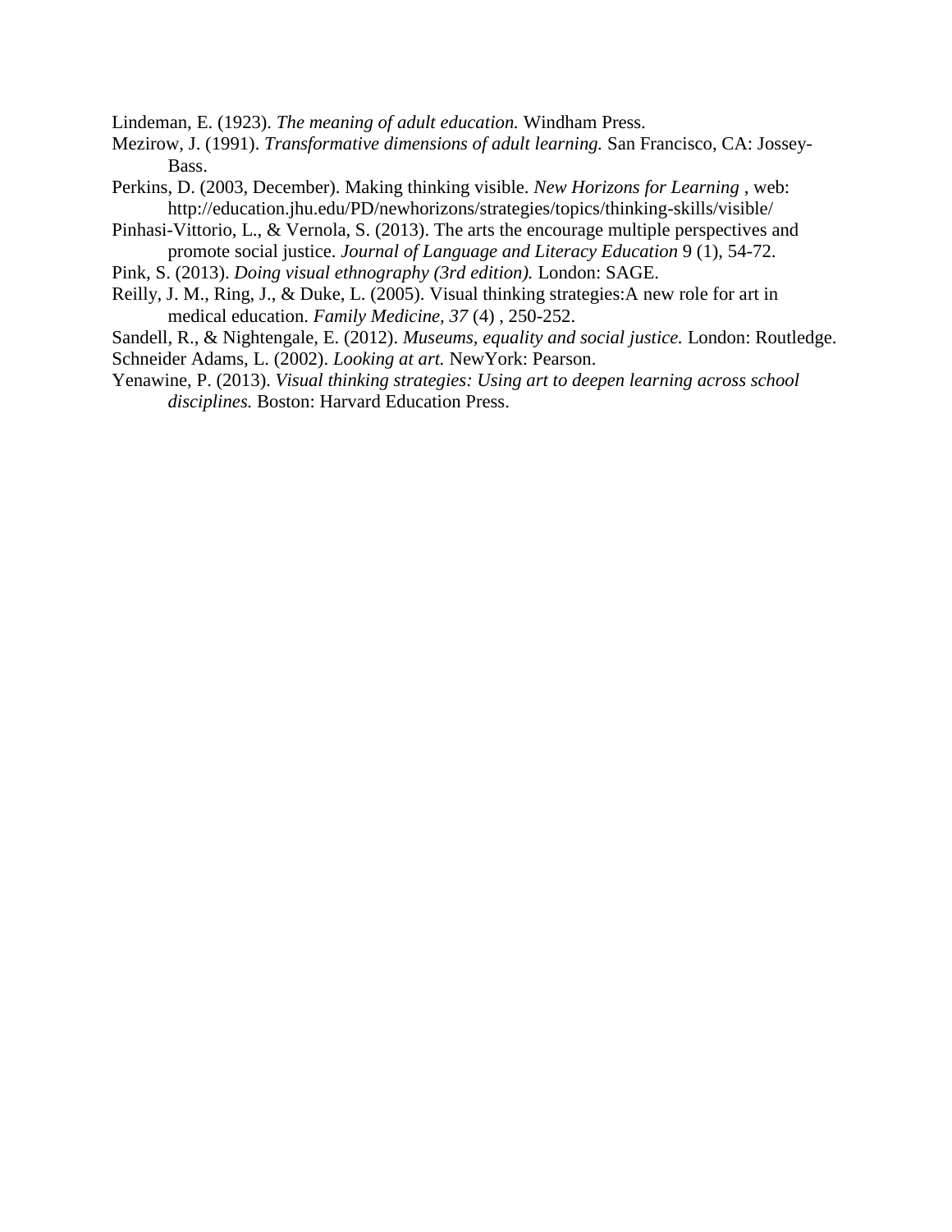Lindeman, E. (1923). *The meaning of adult education.* Windham Press.

Mezirow, J. (1991). *Transformative dimensions of adult learning.* San Francisco, CA: Jossey-Bass.

Perkins, D. (2003, December). Making thinking visible. *New Horizons for Learning* , web: http://education.jhu.edu/PD/newhorizons/strategies/topics/thinking-skills/visible/

Pinhasi-Vittorio, L., & Vernola, S. (2013). The arts the encourage multiple perspectives and promote social justice. *Journal of Language and Literacy Education* 9 (1), 54-72.

Pink, S. (2013). *Doing visual ethnography (3rd edition).* London: SAGE.

Reilly, J. M., Ring, J., & Duke, L. (2005). Visual thinking strategies:A new role for art in medical education. *Family Medicine, 37* (4) , 250-252.

Sandell, R., & Nightengale, E. (2012). *Museums, equality and social justice.* London: Routledge.

Schneider Adams, L. (2002). *Looking at art.* NewYork: Pearson.

Yenawine, P. (2013). *Visual thinking strategies: Using art to deepen learning across school disciplines.* Boston: Harvard Education Press.